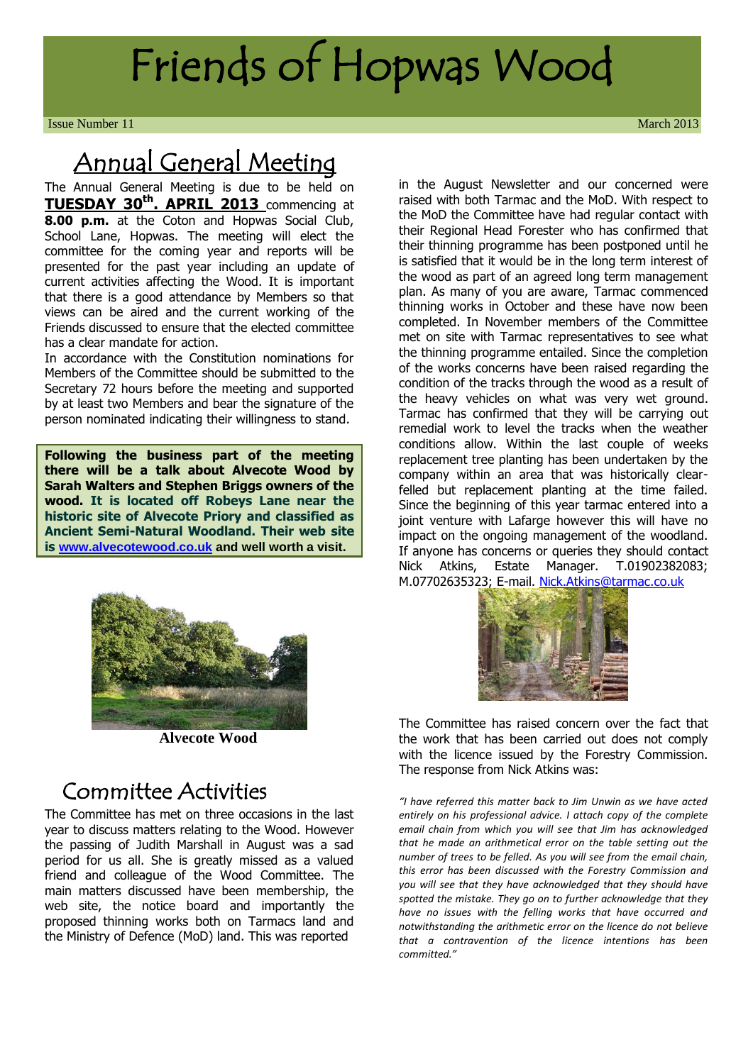# Friends of Hopwas Wood

Issue Number 11 March 2013

## Annual General Meeting

The Annual General Meeting is due to be held on **TUESDAY 30th. APRIL 2013** commencing at **8.00 p.m.** at the Coton and Hopwas Social Club, School Lane, Hopwas. The meeting will elect the committee for the coming year and reports will be presented for the past year including an update of current activities affecting the Wood. It is important that there is a good attendance by Members so that views can be aired and the current working of the Friends discussed to ensure that the elected committee has a clear mandate for action.

In accordance with the Constitution nominations for Members of the Committee should be submitted to the Secretary 72 hours before the meeting and supported by at least two Members and bear the signature of the person nominated indicating their willingness to stand.

**Following the business part of the meeting there will be a talk about Alvecote Wood by Sarah Walters and Stephen Briggs owners of the wood. It is located off Robeys Lane near the historic site of Alvecote Priory and classified as Ancient Semi-Natural Woodland. Their web site is [www.alvecotewood.co.uk](http://www.alvecotewood.co.uk) and well worth a visit.**

**Alvecote Wood**

## Committee Activities

The Committee has met on three occasions in the last year to discuss matters relating to the Wood. However the passing of Judith Marshall in August was a sad period for us all. She is greatly missed as a valued friend and colleague of the Wood Committee. The main matters discussed have been membership, the web site, the notice board and importantly the proposed thinning works both on Tarmacs land and the Ministry of Defence (MoD) land. This was reported in the August Newsletter and our concerned were raised with both Tarmac and the MoD. With respect to the MoD the Committee have had regular contact with their Regional Head Forester who has confirmed that their thinning programme has been postponed until he is satisfied that it would be in the long term interest of the wood as part of an agreed long term management plan. As many of you are aware, Tarmac commenced thinning works in October and these have now been completed. In November members of the Committee met on site with Tarmac representatives to see what the thinning programme entailed. Since the completion of the works concerns have been raised regarding the condition of the tracks through the wood as a result of the heavy vehicles on what was very wet ground. Tarmac has confirmed that they will be carrying out remedial work to level the tracks when the weather conditions allow. Within the last couple of weeks replacement tree planting has been undertaken by the company within an area that was historically clear-felled but replacement planting at the time failed. Since the beginning of this year tarmac entered into a joint venture with Lafarge however this will have no impact on the ongoing management of the woodland. If anyone has concerns or queries they should contact Nick Atkins, Estate Manager. T.01902382083; M.07702635323; E-mail. [Nick.Atkins@tarmac.co.uk](mailto:Nick.Atkins@tarmac.co.uk)

The Committee has raised concern over the fact that the work that has been carried out does not comply with the licence issued by the Forestry Commission. The response from Nick Atkins was:

*"I have referred this matter back to Jim Unwin as we have acted entirely on his professional advice. I attach copy of the complete email chain from which you will see that Jim has acknowledged that he made an arithmetical error on the table setting out the number of trees to be felled. As you will see from the email chain, this error has been discussed with the Forestry Commission and you will see that they have acknowledged that they should have spotted the mistake. They go on to further acknowledge that they have no issues with the felling works that have occurred and notwithstanding the arithmetic error on the licence do not believe that a contravention of the licence intentions has been committed."*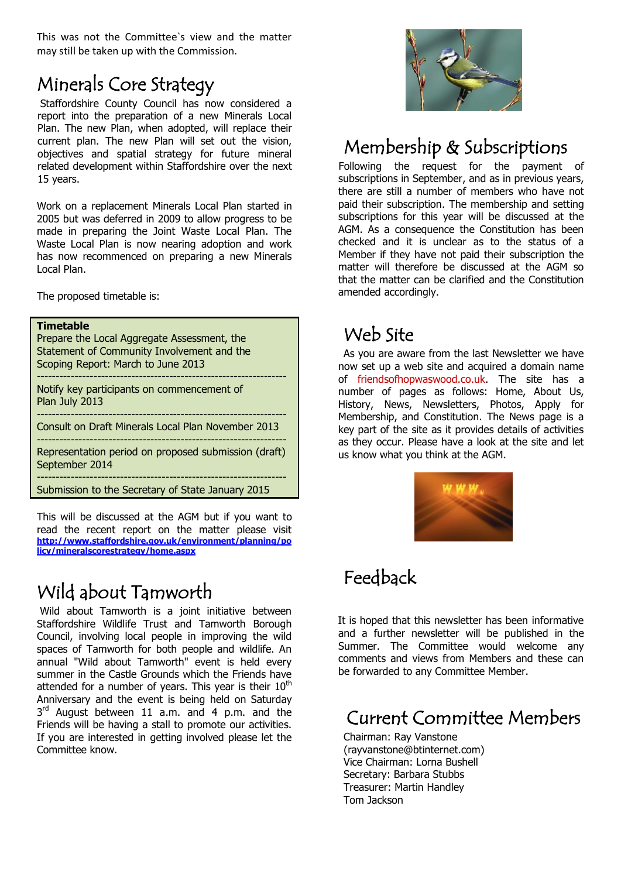This was not the Committee`s view and the matter may still be taken up with the Commission.

## Minerals Core Strategy

Staffordshire County Council has now considered a report into the preparation of a new Minerals Local Plan. The new Plan, when adopted, will replace their current plan. The new Plan will set out the vision, objectives and spatial strategy for future mineral related development within Staffordshire over the next 15 years.

Work on a replacement Minerals Local Plan started in 2005 but was deferred in 2009 to allow progress to be made in preparing the Joint Waste Local Plan. The Waste Local Plan is now nearing adoption and work has now recommenced on preparing a new Minerals Local Plan.

The proposed timetable is:

**Timetable**

Prepare the Local Aggregate Assessment, the Statement of Community Involvement and the Scoping Report: March to June 2013

Notify key participants on commencement of Plan July 2013

Consult on Draft Minerals Local Plan November 2013

Representation period on proposed submission (draft) September 2014

Submission to the Secretary of State January 2015

This will be discussed at the AGM but if you want to read the recent report on the matter please visit **http://www.staffordshire.gov.uk/environment/planning/policy/mineralscorestrategy/home.aspx**

## Wild about Tamworth

Wild about Tamworth is a joint initiative between Staffordshire Wildlife Trust and Tamworth Borough Council, involving local people in improving the wild spaces of Tamworth for both people and wildlife. An annual "Wild about Tamworth" event is held every summer in the Castle Grounds which the Friends have attended for a number of years. This year is their 10th Anniversary and the event is being held on Saturday 3rd August between 11 a.m. and 4 p.m. and the Friends will be having a stall to promote our activities. If you are interested in getting involved please let the Committee know.

## Membership & Subscriptions

Following the request for the payment of subscriptions in September, and as in previous years, there are still a number of members who have not paid their subscription. The membership and setting subscriptions for this year will be discussed at the AGM. As a consequence the Constitution has been checked and it is unclear as to the status of a Member if they have not paid their subscription the matter will therefore be discussed at the AGM so that the matter can be clarified and the Constitution amended accordingly.

## Web Site

As you are aware from the last Newsletter we have now set up a web site and acquired a domain name of friendsofhopwaswood.co.uk. The site has a number of pages as follows: Home, About Us, History, News, Newsletters, Photos, Apply for Membership, and Constitution. The News page is a key part of the site as it provides details of activities as they occur. Please have a look at the site and let us know what you think at the AGM.

## Feedback

It is hoped that this newsletter has been informative and a further newsletter will be published in the Summer. The Committee would welcome any comments and views from Members and these can be forwarded to any Committee Member.

## Current Committee Members

Chairman: Ray Vanstone (rayvanstone@btinternet.com)
Vice Chairman: Lorna Bushell
Secretary: Barbara Stubbs
Treasurer: Martin Handley
Tom Jackson